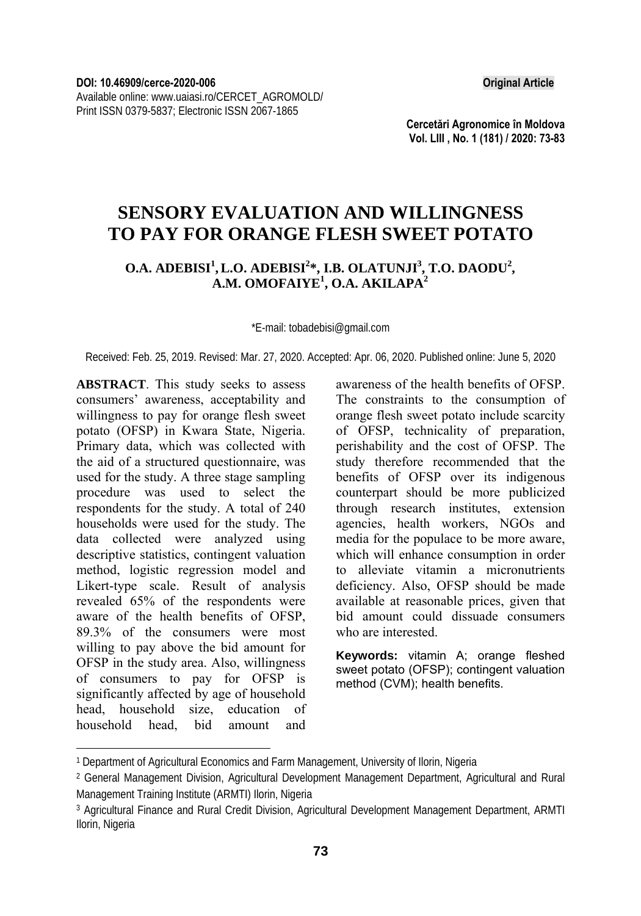DOI: 10.46909/cerce-2020-006

Available online: www.uaiasi.ro/CERCET_AGROMOLD/

Print ISSN 0379-5837; Electronic ISSN 2067-1865

**Original Article**

# SENSORY EVALUATION AND WILLINGNESS TO PAY FOR ORANGE FLESH SWEET POTATO

**O.A. ADEBISI[1], L.O. ADEBISI[2]*, I.B. OLATUNJI[3], T.O. DAODU[2], A.M. OMOFAIYE[1], O.A. AKILAPA[2]**

*E-mail: tobadebisi@gmail.com

Received: Feb. 25, 2019. Revised: Mar. 27, 2020. Accepted: Apr. 06, 2020. Published online: June 5, 2020

**ABSTRACT**. This study seeks to assess consumers' awareness, acceptability and willingness to pay for orange flesh sweet potato (OFSP) in Kwara State, Nigeria. Primary data, which was collected with the aid of a structured questionnaire, was used for the study. A three stage sampling procedure was used to select the respondents for the study. A total of 240 households were used for the study. The data collected were analyzed using descriptive statistics, contingent valuation method, logistic regression model and Likert-type scale. Result of analysis revealed 65% of the respondents were aware of the health benefits of OFSP, 89.3% of the consumers were most willing to pay above the bid amount for OFSP in the study area. Also, willingness of consumers to pay for OFSP is significantly affected by age of household head, household size, education of household head, bid amount and awareness of the health benefits of OFSP. The constraints to the consumption of orange flesh sweet potato include scarcity of OFSP, technicality of preparation, perishability and the cost of OFSP. The study therefore recommended that the benefits of OFSP over its indigenous counterpart should be more publicized through research institutes, extension agencies, health workers, NGOs and media for the populace to be more aware, which will enhance consumption in order to alleviate vitamin a micronutrients deficiency. Also, OFSP should be made available at reasonable prices, given that bid amount could dissuade consumers who are interested.

**Keywords:** vitamin A; orange fleshed sweet potato (OFSP); contingent valuation method (CVM); health benefits.

---

[1] Department of Agricultural Economics and Farm Management, University of Ilorin, Nigeria

[2] General Management Division, Agricultural Development Management Department, Agricultural and Rural Management Training Institute (ARMTI) Ilorin, Nigeria

[3] Agricultural Finance and Rural Credit Division, Agricultural Development Management Department, ARMTI Ilorin, Nigeria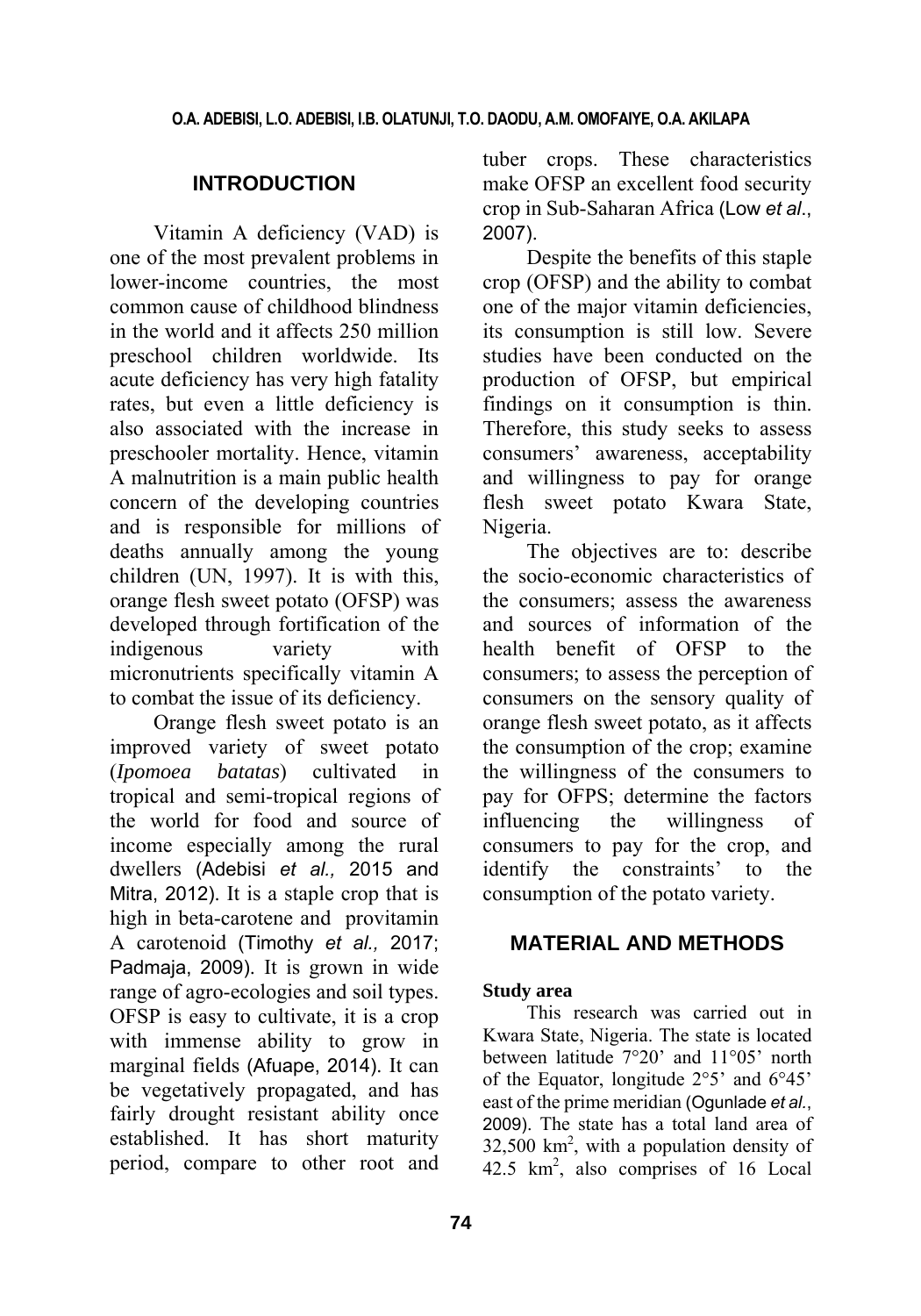## INTRODUCTION

Vitamin A deficiency (VAD) is one of the most prevalent problems in lower-income countries, the most common cause of childhood blindness in the world and it affects 250 million preschool children worldwide. Its acute deficiency has very high fatality rates, but even a little deficiency is also associated with the increase in preschooler mortality. Hence, vitamin A malnutrition is a main public health concern of the developing countries and is responsible for millions of deaths annually among the young children (UN, 1997). It is with this, orange flesh sweet potato (OFSP) was developed through fortification of the indigenous variety with micronutrients specifically vitamin A to combat the issue of its deficiency.

Orange flesh sweet potato is an improved variety of sweet potato (*Ipomoea batatas*) cultivated in tropical and semi-tropical regions of the world for food and source of income especially among the rural dwellers (Adebisi *et al.,* 2015 and Mitra, 2012). It is a staple crop that is high in beta-carotene and provitamin A carotenoid (Timothy *et al.,* 2017; Padmaja, 2009). It is grown in wide range of agro-ecologies and soil types. OFSP is easy to cultivate, it is a crop with immense ability to grow in marginal fields (Afuape, 2014). It can be vegetatively propagated, and has fairly drought resistant ability once established. It has short maturity period, compare to other root and tuber crops. These characteristics make OFSP an excellent food security crop in Sub-Saharan Africa (Low *et al.*, 2007).

Despite the benefits of this staple crop (OFSP) and the ability to combat one of the major vitamin deficiencies, its consumption is still low. Severe studies have been conducted on the production of OFSP, but empirical findings on it consumption is thin. Therefore, this study seeks to assess consumers' awareness, acceptability and willingness to pay for orange flesh sweet potato Kwara State, Nigeria.

The objectives are to: describe the socio-economic characteristics of the consumers; assess the awareness and sources of information of the health benefit of OFSP to the consumers; to assess the perception of consumers on the sensory quality of orange flesh sweet potato, as it affects the consumption of the crop; examine the willingness of the consumers to pay for OFPS; determine the factors influencing the willingness of consumers to pay for the crop, and identify the constraints' to the consumption of the potato variety.

## MATERIAL AND METHODS

### Study area

This research was carried out in Kwara State, Nigeria. The state is located between latitude 7°20' and 11°05' north of the Equator, longitude 2°5' and 6°45' east of the prime meridian (Ogunlade *et al.*, 2009). The state has a total land area of 32,500 km$^2$, with a population density of 42.5 km$^2$, also comprises of 16 Local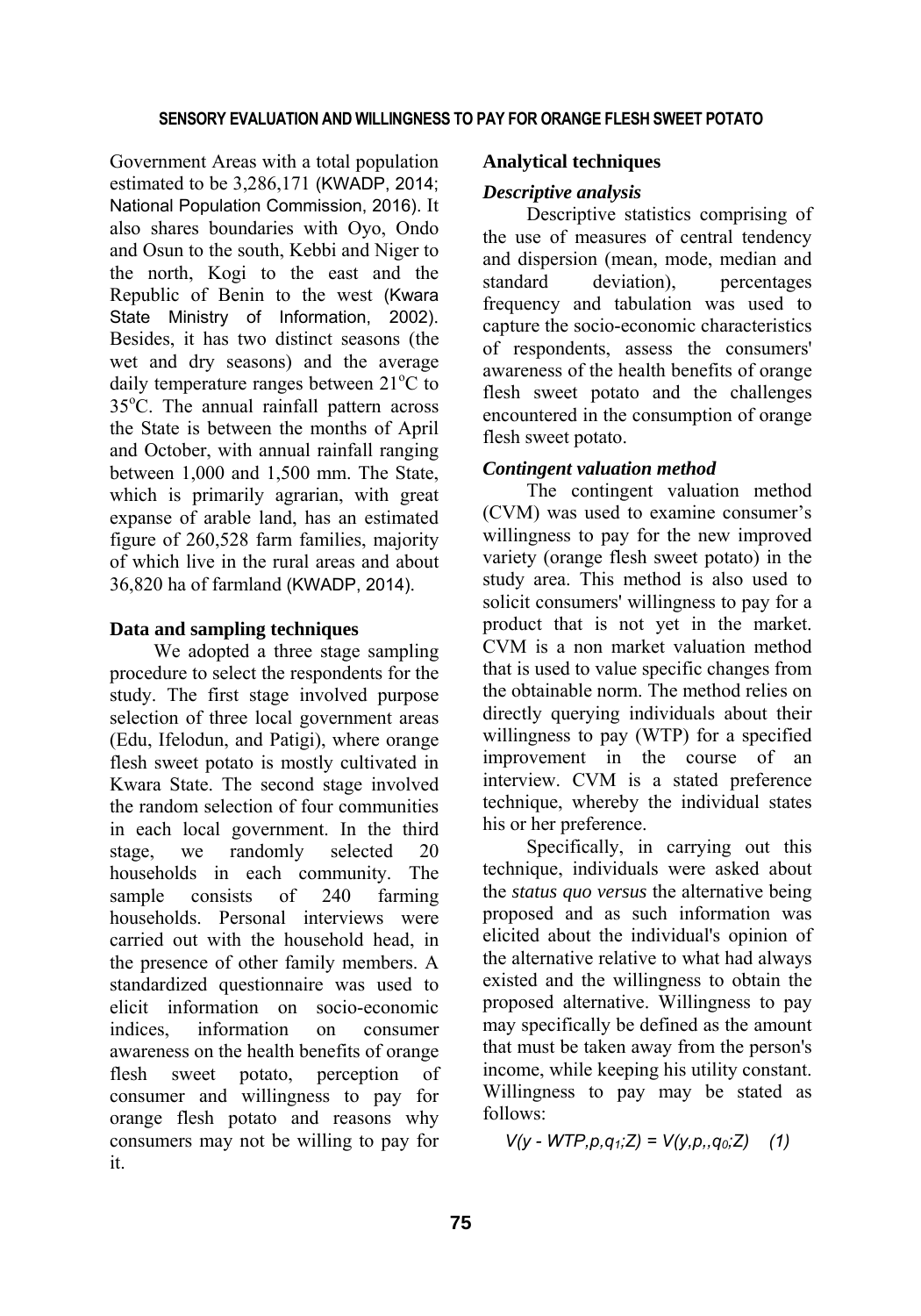Government Areas with a total population estimated to be 3,286,171 (KWADP, 2014; National Population Commission, 2016). It also shares boundaries with Oyo, Ondo and Osun to the south, Kebbi and Niger to the north, Kogi to the east and the Republic of Benin to the west (Kwara State Ministry of Information, 2002). Besides, it has two distinct seasons (the wet and dry seasons) and the average daily temperature ranges between 21°C to 35°C. The annual rainfall pattern across the State is between the months of April and October, with annual rainfall ranging between 1,000 and 1,500 mm. The State, which is primarily agrarian, with great expanse of arable land, has an estimated figure of 260,528 farm families, majority of which live in the rural areas and about 36,820 ha of farmland (KWADP, 2014).

### Data and sampling techniques

We adopted a three stage sampling procedure to select the respondents for the study. The first stage involved purpose selection of three local government areas (Edu, Ifelodun, and Patigi), where orange flesh sweet potato is mostly cultivated in Kwara State. The second stage involved the random selection of four communities in each local government. In the third stage, we randomly selected 20 households in each community. The sample consists of 240 farming households. Personal interviews were carried out with the household head, in the presence of other family members. A standardized questionnaire was used to elicit information on socio-economic indices, information on consumer awareness on the health benefits of orange flesh sweet potato, perception of consumer and willingness to pay for orange flesh potato and reasons why consumers may not be willing to pay for it.

### Analytical techniques

#### *Descriptive analysis*

Descriptive statistics comprising of the use of measures of central tendency and dispersion (mean, mode, median and standard deviation), percentages frequency and tabulation was used to capture the socio-economic characteristics of respondents, assess the consumers' awareness of the health benefits of orange flesh sweet potato and the challenges encountered in the consumption of orange flesh sweet potato.

#### *Contingent valuation method*

The contingent valuation method (CVM) was used to examine consumer's willingness to pay for the new improved variety (orange flesh sweet potato) in the study area. This method is also used to solicit consumers' willingness to pay for a product that is not yet in the market. CVM is a non market valuation method that is used to value specific changes from the obtainable norm. The method relies on directly querying individuals about their willingness to pay (WTP) for a specified improvement in the course of an interview. CVM is a stated preference technique, whereby the individual states his or her preference.

Specifically, in carrying out this technique, individuals were asked about the *status quo versus* the alternative being proposed and as such information was elicited about the individual's opinion of the alternative relative to what had always existed and the willingness to obtain the proposed alternative. Willingness to pay may specifically be defined as the amount that must be taken away from the person's income, while keeping his utility constant. Willingness to pay may be stated as follows:

$$V(y - WTP, p, q_1; Z) = V(y, p,, q_0; Z) \quad (1)$$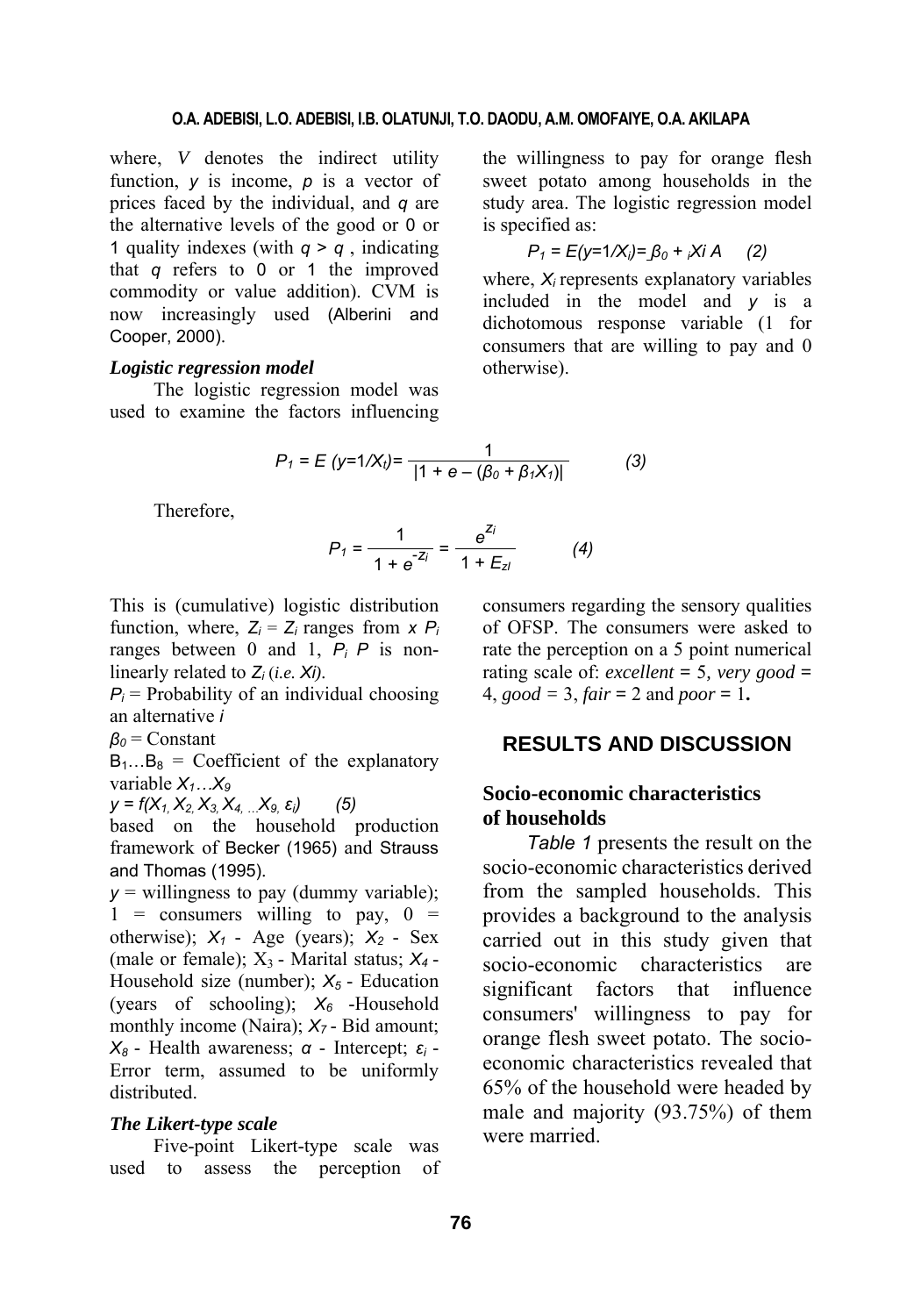where, $V$ denotes the indirect utility function, $y$ is income, $p$ is a vector of prices faced by the individual, and $q$ are the alternative levels of the good or 0 or 1 quality indexes (with $q > q$, indicating that $q$ refers to 0 or 1 the improved commodity or value addition). CVM is now increasingly used (Alberini and Cooper, 2000).

### *Logistic regression model*

The logistic regression model was used to examine the factors influencing the willingness to pay for orange flesh sweet potato among households in the study area. The logistic regression model is specified as:

$$P_1 = E(y{=}1/X_i) = \beta_0 + {}_iXi\ A \qquad (2)$$

where, $X_i$ represents explanatory variables included in the model and $y$ is a dichotomous response variable (1 for consumers that are willing to pay and 0 otherwise).

$$P_1 = E\ (y{=}1/X_t) = \frac{1}{|1 + e - (\beta_0 + \beta_1 X_1)|} \qquad (3)$$

Therefore,

$$P_1 = \frac{1}{1 + e^{-Z_i}} = \frac{e^{Z_i}}{1 + E_{zI}} \qquad (4)$$

This is (cumulative) logistic distribution function, where, $Z_i = Z_i$ ranges from $x\ P_i$ ranges between 0 and 1, $P_i\ P$ is non-linearly related to $Z_i$ (*i.e.* $Xi$).

$P_i$ = Probability of an individual choosing an alternative $i$

$\beta_0$ = Constant

$B_1 \ldots B_8$ = Coefficient of the explanatory variable $X_1 \ldots X_9$

$y = f(X_1, X_2, X_3, X_4, \ldots X_9, \varepsilon_i) \qquad (5)$

based on the household production framework of Becker (1965) and Strauss and Thomas (1995).

$y$ = willingness to pay (dummy variable); 1 = consumers willing to pay, 0 = otherwise); $X_1$ - Age (years); $X_2$ - Sex (male or female); $X_3$ - Marital status; $X_4$ - Household size (number); $X_5$ - Education (years of schooling); $X_6$ -Household monthly income (Naira); $X_7$ - Bid amount; $X_8$ - Health awareness; $\alpha$ - Intercept; $\varepsilon_i$ - Error term, assumed to be uniformly distributed.

### *The Likert-type scale*

Five-point Likert-type scale was used to assess the perception of consumers regarding the sensory qualities of OFSP. The consumers were asked to rate the perception on a 5 point numerical rating scale of: *excellent* = 5, *very good* = 4, *good* = 3, *fair* = 2 and *poor* = 1**.**

## RESULTS AND DISCUSSION

### Socio-economic characteristics of households

*Table 1* presents the result on the socio-economic characteristics derived from the sampled households. This provides a background to the analysis carried out in this study given that socio-economic characteristics are significant factors that influence consumers' willingness to pay for orange flesh sweet potato. The socio-economic characteristics revealed that 65% of the household were headed by male and majority (93.75%) of them were married.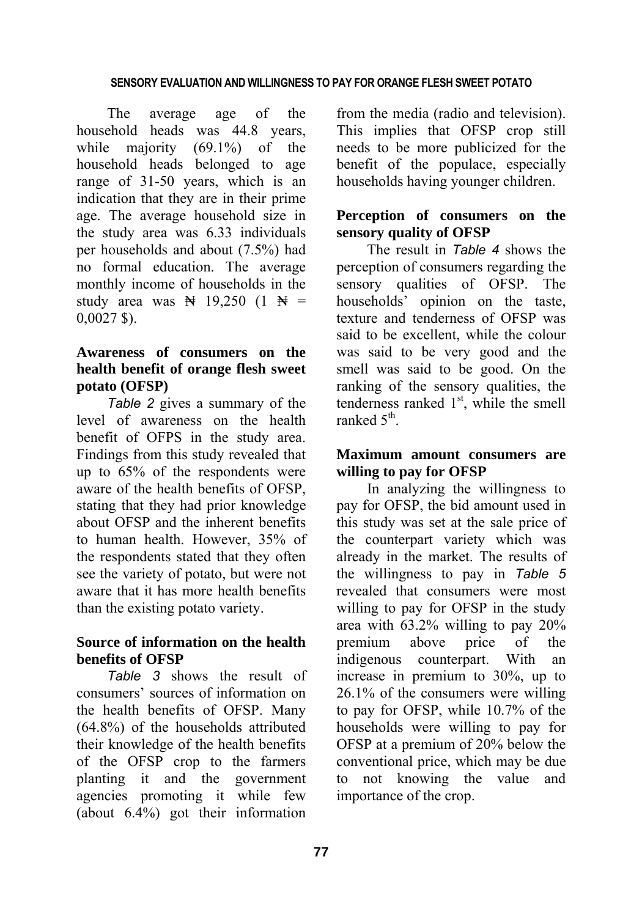The average age of the household heads was 44.8 years, while majority (69.1%) of the household heads belonged to age range of 31-50 years, which is an indication that they are in their prime age. The average household size in the study area was 6.33 individuals per households and about (7.5%) had no formal education. The average monthly income of households in the study area was ₦ 19,250 (1 ₦ = 0,0027 $).

## Awareness of consumers on the health benefit of orange flesh sweet potato (OFSP)

*Table 2* gives a summary of the level of awareness on the health benefit of OFPS in the study area. Findings from this study revealed that up to 65% of the respondents were aware of the health benefits of OFSP, stating that they had prior knowledge about OFSP and the inherent benefits to human health. However, 35% of the respondents stated that they often see the variety of potato, but were not aware that it has more health benefits than the existing potato variety.

## Source of information on the health benefits of OFSP

*Table 3* shows the result of consumers' sources of information on the health benefits of OFSP. Many (64.8%) of the households attributed their knowledge of the health benefits of the OFSP crop to the farmers planting it and the government agencies promoting it while few (about 6.4%) got their information from the media (radio and television). This implies that OFSP crop still needs to be more publicized for the benefit of the populace, especially households having younger children.

## Perception of consumers on the sensory quality of OFSP

The result in *Table 4* shows the perception of consumers regarding the sensory qualities of OFSP. The households' opinion on the taste, texture and tenderness of OFSP was said to be excellent, while the colour was said to be very good and the smell was said to be good. On the ranking of the sensory qualities, the tenderness ranked 1st, while the smell ranked 5th.

## Maximum amount consumers are willing to pay for OFSP

In analyzing the willingness to pay for OFSP, the bid amount used in this study was set at the sale price of the counterpart variety which was already in the market. The results of the willingness to pay in *Table 5* revealed that consumers were most willing to pay for OFSP in the study area with 63.2% willing to pay 20% premium above price of the indigenous counterpart. With an increase in premium to 30%, up to 26.1% of the consumers were willing to pay for OFSP, while 10.7% of the households were willing to pay for OFSP at a premium of 20% below the conventional price, which may be due to not knowing the value and importance of the crop.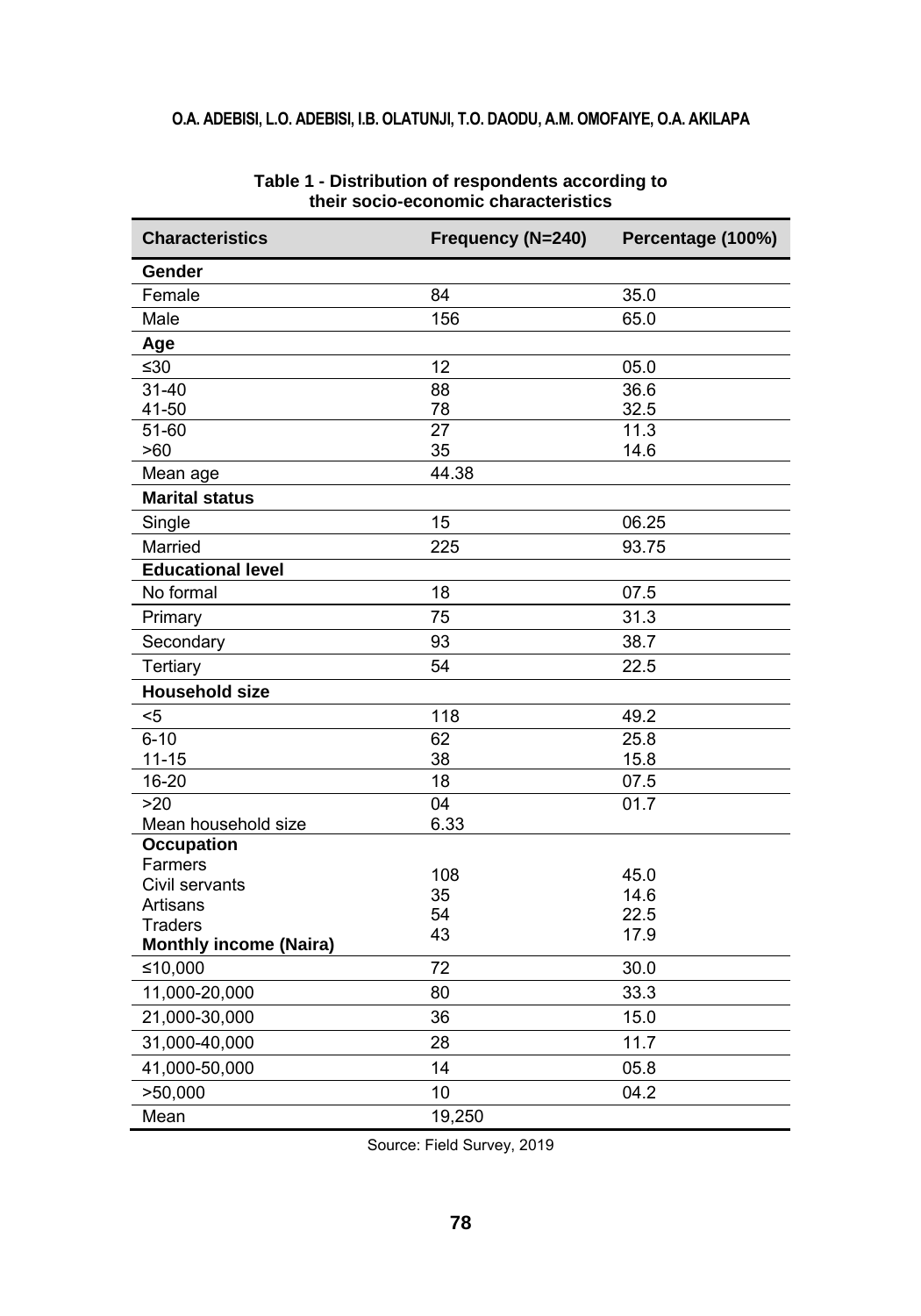**Table 1 - Distribution of respondents according to their socio-economic characteristics**

| Characteristics | Frequency (N=240) | Percentage (100%) |
|---|---|---|
| **Gender** | | |
| Female | 84 | 35.0 |
| Male | 156 | 65.0 |
| **Age** | | |
| ≤30 | 12 | 05.0 |
| 31-40 | 88 | 36.6 |
| 41-50 | 78 | 32.5 |
| 51-60 | 27 | 11.3 |
| >60 | 35 | 14.6 |
| Mean age | 44.38 | |
| **Marital status** | | |
| Single | 15 | 06.25 |
| Married | 225 | 93.75 |
| **Educational level** | | |
| No formal | 18 | 07.5 |
| Primary | 75 | 31.3 |
| Secondary | 93 | 38.7 |
| Tertiary | 54 | 22.5 |
| **Household size** | | |
| <5 | 118 | 49.2 |
| 6-10 | 62 | 25.8 |
| 11-15 | 38 | 15.8 |
| 16-20 | 18 | 07.5 |
| >20 | 04 | 01.7 |
| Mean household size | 6.33 | |
| **Occupation** | | |
| Farmers | 108 | 45.0 |
| Civil servants | 35 | 14.6 |
| Artisans | 54 | 22.5 |
| Traders | 43 | 17.9 |
| **Monthly income (Naira)** | | |
| ≤10,000 | 72 | 30.0 |
| 11,000-20,000 | 80 | 33.3 |
| 21,000-30,000 | 36 | 15.0 |
| 31,000-40,000 | 28 | 11.7 |
| 41,000-50,000 | 14 | 05.8 |
| >50,000 | 10 | 04.2 |
| Mean | 19,250 | |

Source: Field Survey, 2019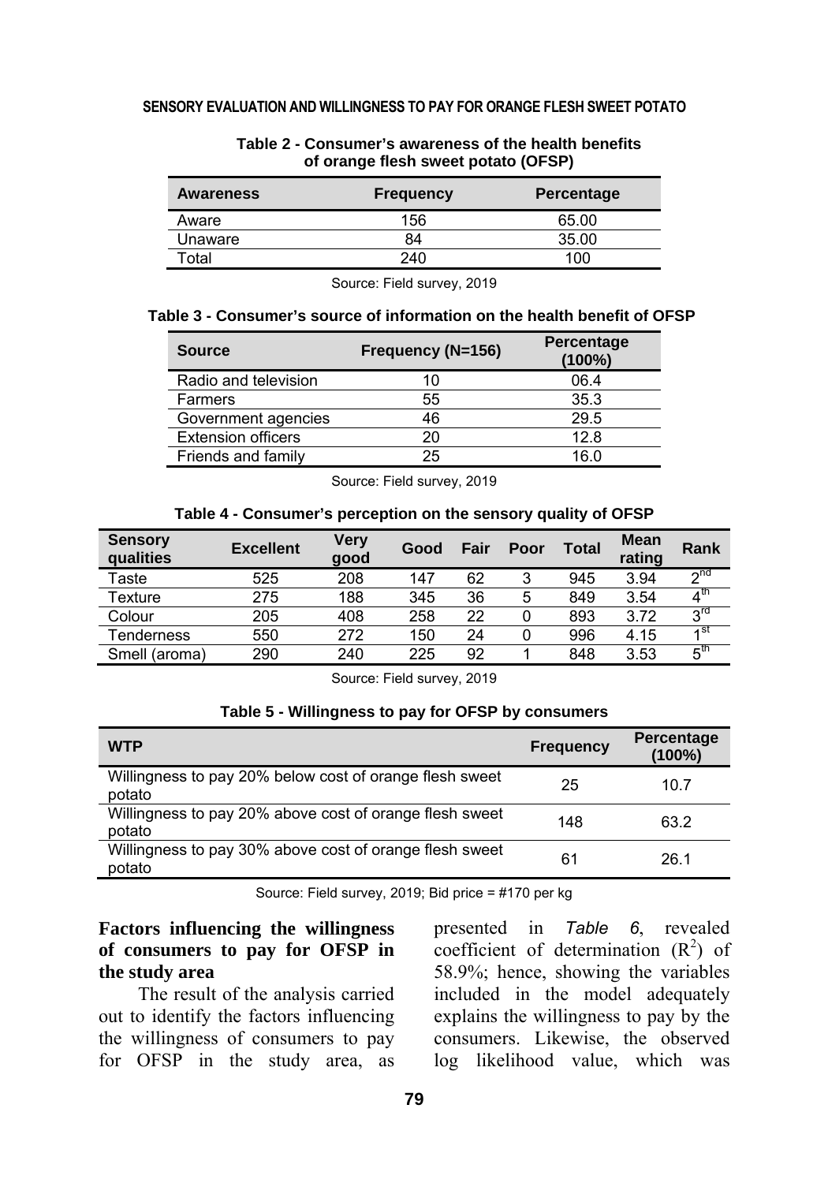**Table 2 - Consumer's awareness of the health benefits of orange flesh sweet potato (OFSP)**

| Awareness | Frequency | Percentage |
|---|---|---|
| Aware | 156 | 65.00 |
| Unaware | 84 | 35.00 |
| Total | 240 | 100 |

Source: Field survey, 2019

**Table 3 - Consumer's source of information on the health benefit of OFSP**

| Source | Frequency (N=156) | Percentage (100%) |
|---|---|---|
| Radio and television | 10 | 06.4 |
| Farmers | 55 | 35.3 |
| Government agencies | 46 | 29.5 |
| Extension officers | 20 | 12.8 |
| Friends and family | 25 | 16.0 |

Source: Field survey, 2019

**Table 4 - Consumer's perception on the sensory quality of OFSP**

| Sensory qualities | Excellent | Very good | Good | Fair | Poor | Total | Mean rating | Rank |
|---|---|---|---|---|---|---|---|---|
| Taste | 525 | 208 | 147 | 62 | 3 | 945 | 3.94 | 2nd |
| Texture | 275 | 188 | 345 | 36 | 5 | 849 | 3.54 | 4th |
| Colour | 205 | 408 | 258 | 22 | 0 | 893 | 3.72 | 3rd |
| Tenderness | 550 | 272 | 150 | 24 | 0 | 996 | 4.15 | 1st |
| Smell (aroma) | 290 | 240 | 225 | 92 | 1 | 848 | 3.53 | 5th |

Source: Field survey, 2019

**Table 5 - Willingness to pay for OFSP by consumers**

| WTP | Frequency | Percentage (100%) |
|---|---|---|
| Willingness to pay 20% below cost of orange flesh sweet potato | 25 | 10.7 |
| Willingness to pay 20% above cost of orange flesh sweet potato | 148 | 63.2 |
| Willingness to pay 30% above cost of orange flesh sweet potato | 61 | 26.1 |

Source: Field survey, 2019; Bid price = #170 per kg

**Factors influencing the willingness of consumers to pay for OFSP in the study area**

The result of the analysis carried out to identify the factors influencing the willingness of consumers to pay for OFSP in the study area, as presented in *Table 6*, revealed coefficient of determination ($R^2$) of 58.9%; hence, showing the variables included in the model adequately explains the willingness to pay by the consumers. Likewise, the observed log likelihood value, which was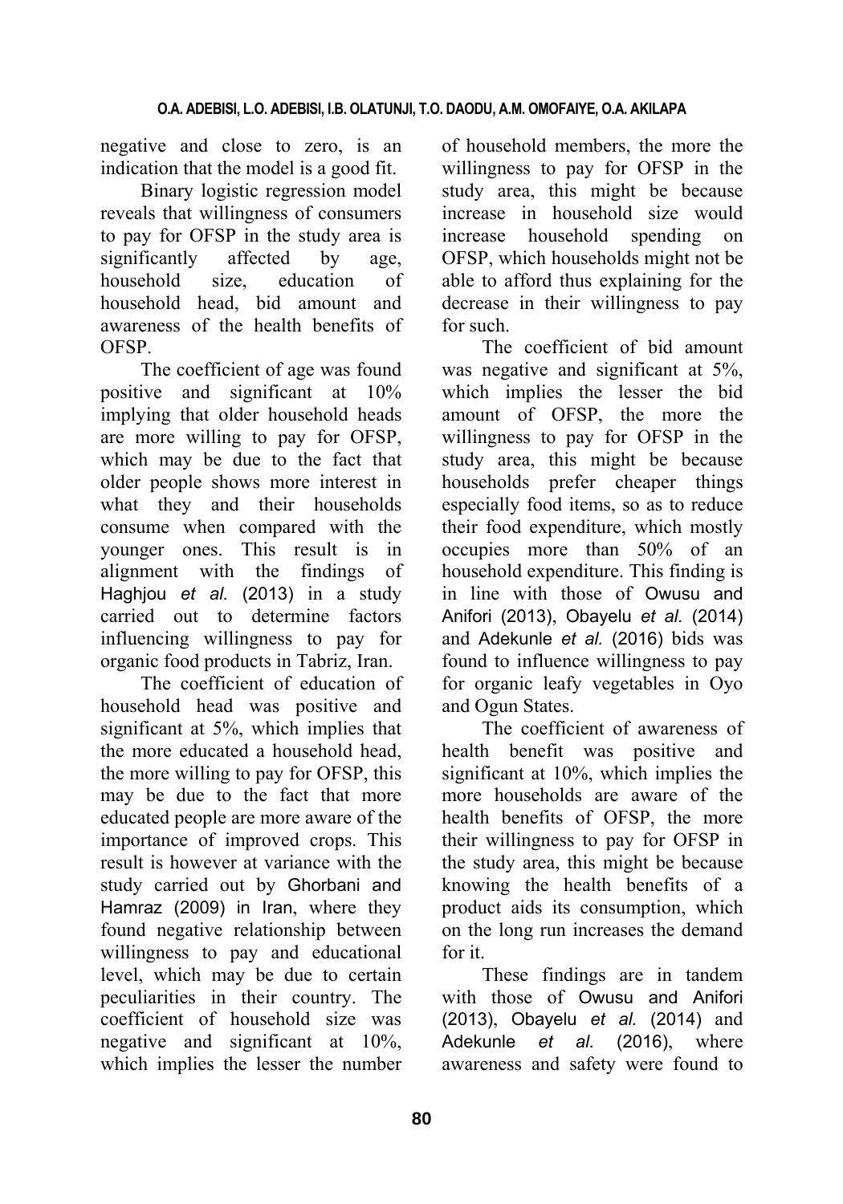negative and close to zero, is an indication that the model is a good fit.

Binary logistic regression model reveals that willingness of consumers to pay for OFSP in the study area is significantly affected by age, household size, education of household head, bid amount and awareness of the health benefits of OFSP.

The coefficient of age was found positive and significant at 10% implying that older household heads are more willing to pay for OFSP, which may be due to the fact that older people shows more interest in what they and their households consume when compared with the younger ones. This result is in alignment with the findings of Haghjou *et al.* (2013) in a study carried out to determine factors influencing willingness to pay for organic food products in Tabriz, Iran.

The coefficient of education of household head was positive and significant at 5%, which implies that the more educated a household head, the more willing to pay for OFSP, this may be due to the fact that more educated people are more aware of the importance of improved crops. This result is however at variance with the study carried out by Ghorbani and Hamraz (2009) in Iran, where they found negative relationship between willingness to pay and educational level, which may be due to certain peculiarities in their country. The coefficient of household size was negative and significant at 10%, which implies the lesser the number of household members, the more the willingness to pay for OFSP in the study area, this might be because increase in household size would increase household spending on OFSP, which households might not be able to afford thus explaining for the decrease in their willingness to pay for such.

The coefficient of bid amount was negative and significant at 5%, which implies the lesser the bid amount of OFSP, the more the willingness to pay for OFSP in the study area, this might be because households prefer cheaper things especially food items, so as to reduce their food expenditure, which mostly occupies more than 50% of an household expenditure. This finding is in line with those of Owusu and Anifori (2013), Obayelu *et al.* (2014) and Adekunle *et al.* (2016) bids was found to influence willingness to pay for organic leafy vegetables in Oyo and Ogun States.

The coefficient of awareness of health benefit was positive and significant at 10%, which implies the more households are aware of the health benefits of OFSP, the more their willingness to pay for OFSP in the study area, this might be because knowing the health benefits of a product aids its consumption, which on the long run increases the demand for it.

These findings are in tandem with those of Owusu and Anifori (2013), Obayelu *et al.* (2014) and Adekunle *et al.* (2016), where awareness and safety were found to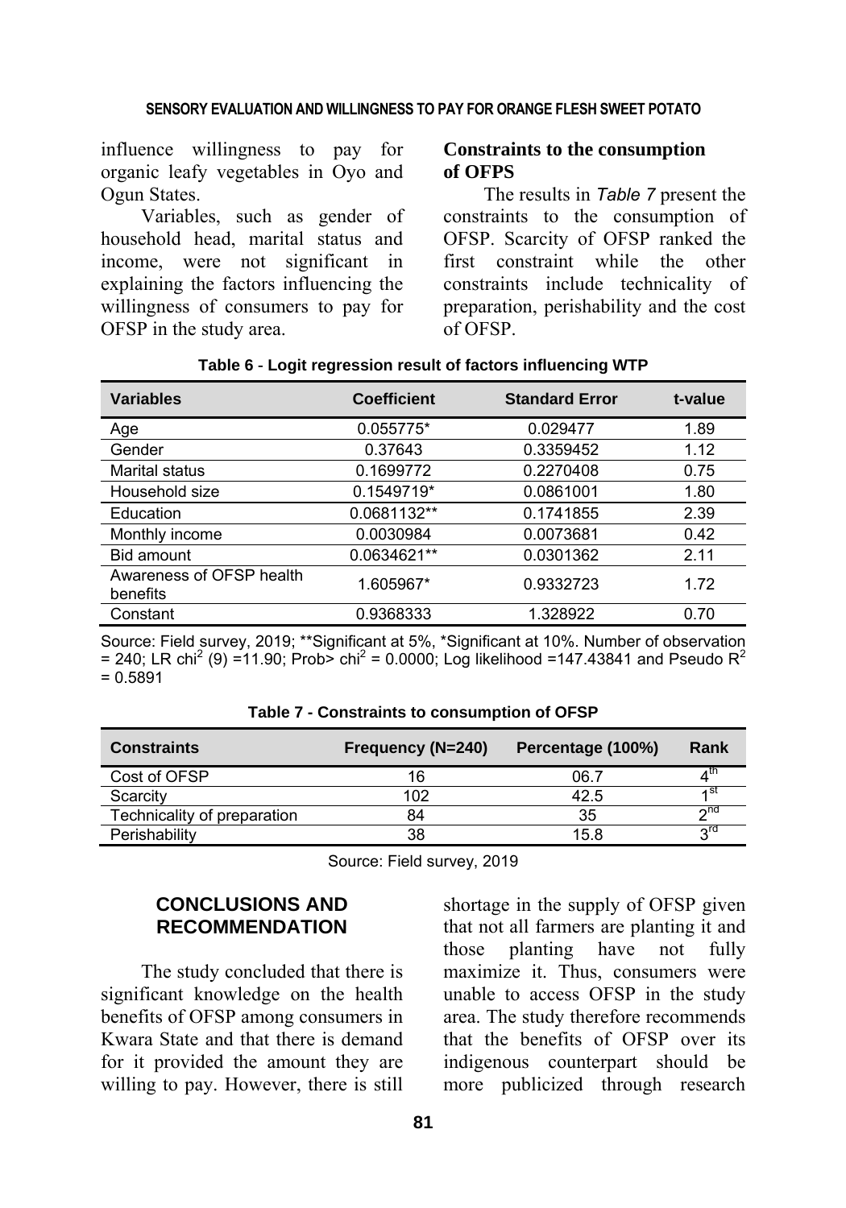influence willingness to pay for organic leafy vegetables in Oyo and Ogun States.

Variables, such as gender of household head, marital status and income, were not significant in explaining the factors influencing the willingness of consumers to pay for OFSP in the study area.

**Constraints to the consumption of OFPS**

The results in *Table 7* present the constraints to the consumption of OFSP. Scarcity of OFSP ranked the first constraint while the other constraints include technicality of preparation, perishability and the cost of OFSP.

**Table 6 - Logit regression result of factors influencing WTP**

| Variables | Coefficient | Standard Error | t-value |
|---|---|---|---|
| Age | 0.055775* | 0.029477 | 1.89 |
| Gender | 0.37643 | 0.3359452 | 1.12 |
| Marital status | 0.1699772 | 0.2270408 | 0.75 |
| Household size | 0.1549719* | 0.0861001 | 1.80 |
| Education | 0.0681132** | 0.1741855 | 2.39 |
| Monthly income | 0.0030984 | 0.0073681 | 0.42 |
| Bid amount | 0.0634621** | 0.0301362 | 2.11 |
| Awareness of OFSP health benefits | 1.605967* | 0.9332723 | 1.72 |
| Constant | 0.9368333 | 1.328922 | 0.70 |

Source: Field survey, 2019; **Significant at 5%, *Significant at 10%. Number of observation = 240; LR $chi^2$ (9) =11.90; Prob> $chi^2$ = 0.0000; Log likelihood =147.43841 and Pseudo $R^2$ = 0.5891

**Table 7 - Constraints to consumption of OFSP**

| Constraints | Frequency (N=240) | Percentage (100%) | Rank |
|---|---|---|---|
| Cost of OFSP | 16 | 06.7 | 4th |
| Scarcity | 102 | 42.5 | 1st |
| Technicality of preparation | 84 | 35 | 2nd |
| Perishability | 38 | 15.8 | 3rd |

Source: Field survey, 2019

## CONCLUSIONS AND RECOMMENDATION

The study concluded that there is significant knowledge on the health benefits of OFSP among consumers in Kwara State and that there is demand for it provided the amount they are willing to pay. However, there is still shortage in the supply of OFSP given that not all farmers are planting it and those planting have not fully maximize it. Thus, consumers were unable to access OFSP in the study area. The study therefore recommends that the benefits of OFSP over its indigenous counterpart should be more publicized through research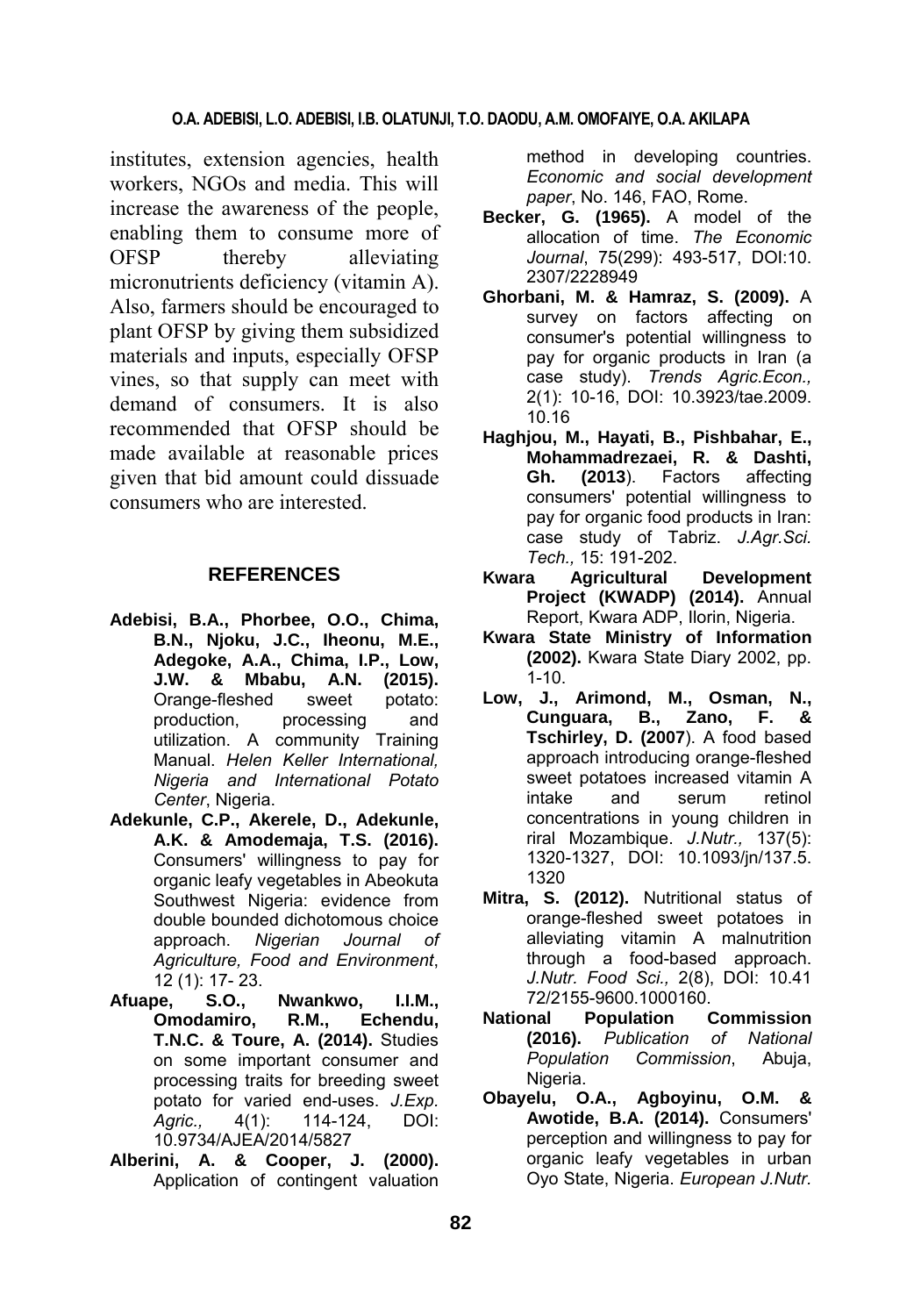institutes, extension agencies, health workers, NGOs and media. This will increase the awareness of the people, enabling them to consume more of OFSP thereby alleviating micronutrients deficiency (vitamin A). Also, farmers should be encouraged to plant OFSP by giving them subsidized materials and inputs, especially OFSP vines, so that supply can meet with demand of consumers. It is also recommended that OFSP should be made available at reasonable prices given that bid amount could dissuade consumers who are interested.

## REFERENCES

**Adebisi, B.A., Phorbee, O.O., Chima, B.N., Njoku, J.C., Iheonu, M.E., Adegoke, A.A., Chima, I.P., Low, J.W. & Mbabu, A.N. (2015).** Orange-fleshed sweet potato: production, processing and utilization. A community Training Manual. *Helen Keller International, Nigeria and International Potato Center*, Nigeria.

**Adekunle, C.P., Akerele, D., Adekunle, A.K. & Amodemaja, T.S. (2016).** Consumers' willingness to pay for organic leafy vegetables in Abeokuta Southwest Nigeria: evidence from double bounded dichotomous choice approach. *Nigerian Journal of Agriculture, Food and Environment*, 12 (1): 17- 23.

**Afuape, S.O., Nwankwo, I.I.M., Omodamiro, R.M., Echendu, T.N.C. & Toure, A. (2014).** Studies on some important consumer and processing traits for breeding sweet potato for varied end-uses. *J.Exp. Agric.,* 4(1): 114-124, DOI: 10.9734/AJEA/2014/5827

**Alberini, A. & Cooper, J. (2000).** Application of contingent valuation method in developing countries. *Economic and social development paper*, No. 146, FAO, Rome.

**Becker, G. (1965).** A model of the allocation of time. *The Economic Journal*, 75(299): 493-517, DOI:10. 2307/2228949

**Ghorbani, M. & Hamraz, S. (2009).** A survey on factors affecting on consumer's potential willingness to pay for organic products in Iran (a case study). *Trends Agric.Econ.,* 2(1): 10-16, DOI: 10.3923/tae.2009. 10.16

**Haghjou, M., Hayati, B., Pishbahar, E., Mohammadrezaei, R. & Dashti, Gh. (2013**). Factors affecting consumers' potential willingness to pay for organic food products in Iran: case study of Tabriz. *J.Agr.Sci. Tech.,* 15: 191-202.

**Kwara Agricultural Development Project (KWADP) (2014).** Annual Report, Kwara ADP, Ilorin, Nigeria.

**Kwara State Ministry of Information (2002).** Kwara State Diary 2002, pp. 1-10.

**Low, J., Arimond, M., Osman, N., Cunguara, B., Zano, F. & Tschirley, D. (2007**). A food based approach introducing orange-fleshed sweet potatoes increased vitamin A intake and serum retinol concentrations in young children in riral Mozambique. *J.Nutr.,* 137(5): 1320-1327, DOI: 10.1093/jn/137.5. 1320

**Mitra, S. (2012).** Nutritional status of orange-fleshed sweet potatoes in alleviating vitamin A malnutrition through a food-based approach. *J.Nutr. Food Sci.,* 2(8), DOI: 10.41 72/2155-9600.1000160.

**National Population Commission (2016).** *Publication of National Population Commission*, Abuja, Nigeria.

**Obayelu, O.A., Agboyinu, O.M. & Awotide, B.A. (2014).** Consumers' perception and willingness to pay for organic leafy vegetables in urban Oyo State, Nigeria. *European J.Nutr.*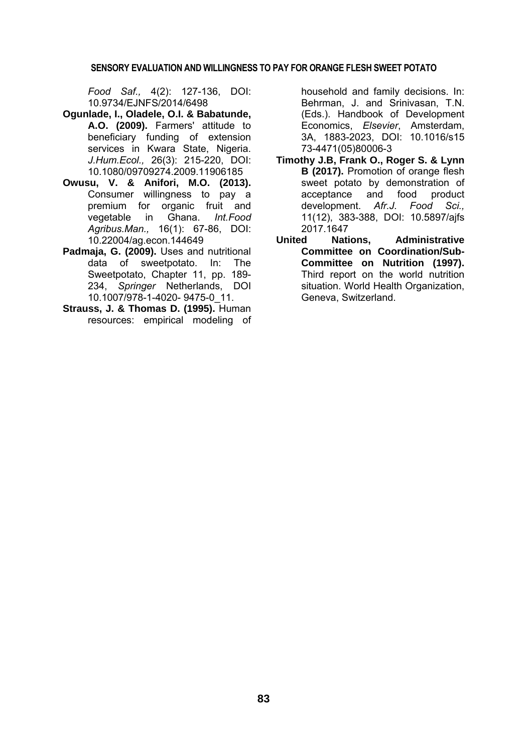*Food Saf.,* 4(2): 127-136, DOI: 10.9734/EJNFS/2014/6498

**Ogunlade, I., Oladele, O.I. & Babatunde, A.O. (2009).** Farmers' attitude to beneficiary funding of extension services in Kwara State, Nigeria. *J.Hum.Ecol.,* 26(3): 215-220, DOI: 10.1080/09709274.2009.11906185

**Owusu, V. & Anifori, M.O. (2013).** Consumer willingness to pay a premium for organic fruit and vegetable in Ghana. *Int.Food Agribus.Man.,* 16(1): 67-86, DOI: 10.22004/ag.econ.144649

**Padmaja, G. (2009).** Uses and nutritional data of sweetpotato. In: The Sweetpotato, Chapter 11, pp. 189-234, *Springer* Netherlands, DOI 10.1007/978-1-4020- 9475-0_11.

**Strauss, J. & Thomas D. (1995).** Human resources: empirical modeling of household and family decisions. In: Behrman, J. and Srinivasan, T.N. (Eds.). Handbook of Development Economics, *Elsevier*, Amsterdam, 3A, 1883-2023, DOI: 10.1016/s1573-4471(05)80006-3

**Timothy J.B, Frank O., Roger S. & Lynn B (2017).** Promotion of orange flesh sweet potato by demonstration of acceptance and food product development. *Afr.J. Food Sci.,* 11(12), 383-388, DOI: 10.5897/ajfs2017.1647

**United Nations, Administrative Committee on Coordination/Sub-Committee on Nutrition (1997).** Third report on the world nutrition situation. World Health Organization, Geneva, Switzerland.